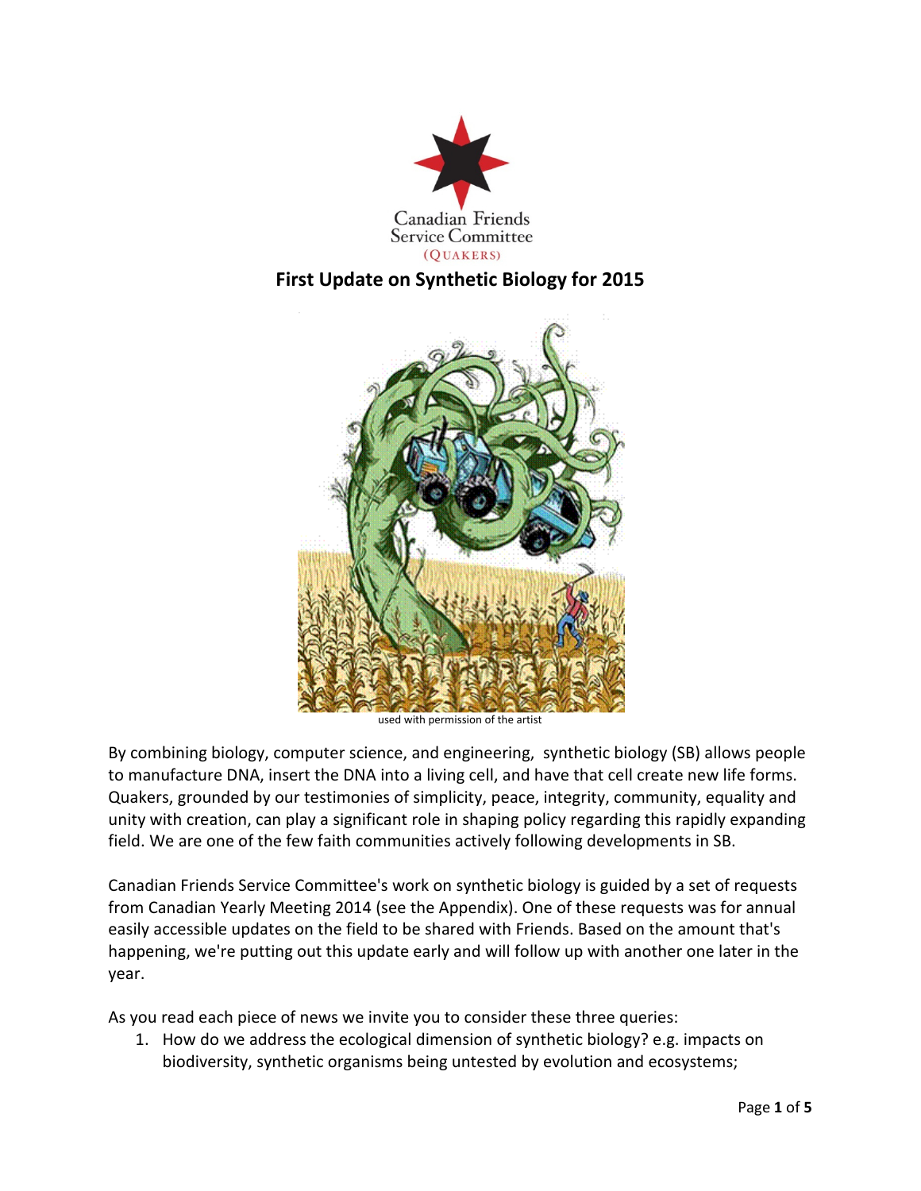Canadian Friends Service Committee (QUAKERS)

# First Update on Synthetic Biology for 2015

used with permission of the artist

By combining biology, computer science, and engineering, synthetic biology (SB) allows people to manufacture DNA, insert the DNA into a living cell, and have that cell create new life forms. Quakers, grounded by our testimonies of simplicity, peace, integrity, community, equality and unity with creation, can play a significant role in shaping policy regarding this rapidly expanding field. We are one of the few faith communities actively following developments in SB.

Canadian Friends Service Committee's work on synthetic biology is guided by a set of requests from Canadian Yearly Meeting 2014 (see the Appendix). One of these requests was for annual easily accessible updates on the field to be shared with Friends. Based on the amount that's happening, we're putting out this update early and will follow up with another one later in the year.

As you read each piece of news we invite you to consider these three queries:

1. How do we address the ecological dimension of synthetic biology? e.g. impacts on biodiversity, synthetic organisms being untested by evolution and ecosystems;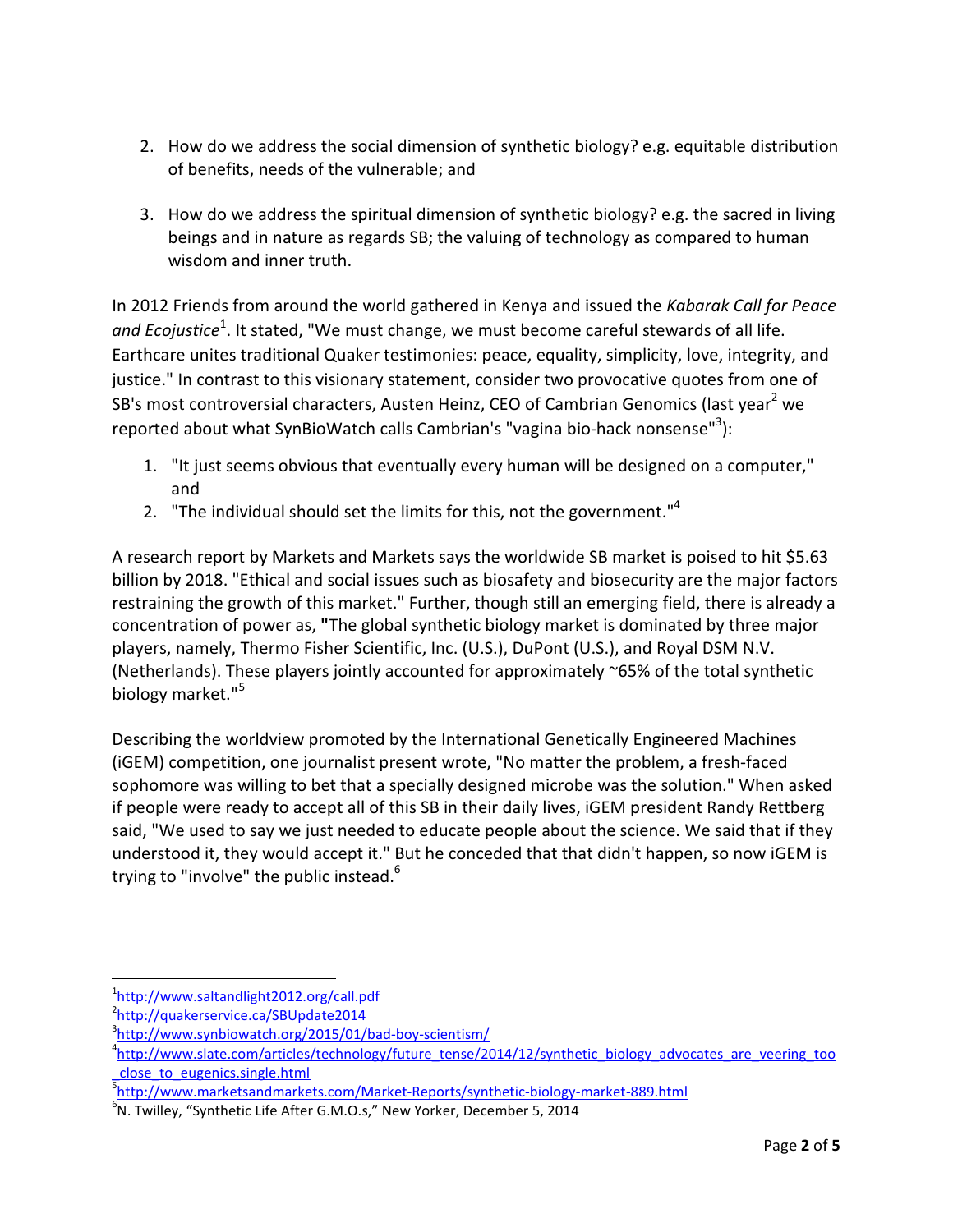2. How do we address the social dimension of synthetic biology? e.g. equitable distribution of benefits, needs of the vulnerable; and

3. How do we address the spiritual dimension of synthetic biology? e.g. the sacred in living beings and in nature as regards SB; the valuing of technology as compared to human wisdom and inner truth.

In 2012 Friends from around the world gathered in Kenya and issued the *Kabarak Call for Peace and Ecojustice*[1]. It stated, "We must change, we must become careful stewards of all life. Earthcare unites traditional Quaker testimonies: peace, equality, simplicity, love, integrity, and justice." In contrast to this visionary statement, consider two provocative quotes from one of SB's most controversial characters, Austen Heinz, CEO of Cambrian Genomics (last year[2] we reported about what SynBioWatch calls Cambrian's "vagina bio-hack nonsense"[3]):

1. "It just seems obvious that eventually every human will be designed on a computer," and
2. "The individual should set the limits for this, not the government."[4]

A research report by Markets and Markets says the worldwide SB market is poised to hit $5.63 billion by 2018. "Ethical and social issues such as biosafety and biosecurity are the major factors restraining the growth of this market." Further, though still an emerging field, there is already a concentration of power as, **"**The global synthetic biology market is dominated by three major players, namely, Thermo Fisher Scientific, Inc. (U.S.), DuPont (U.S.), and Royal DSM N.V. (Netherlands). These players jointly accounted for approximately ~65% of the total synthetic biology market.**"**[5]

Describing the worldview promoted by the International Genetically Engineered Machines (iGEM) competition, one journalist present wrote, "No matter the problem, a fresh-faced sophomore was willing to bet that a specially designed microbe was the solution." When asked if people were ready to accept all of this SB in their daily lives, iGEM president Randy Rettberg said, "We used to say we just needed to educate people about the science. We said that if they understood it, they would accept it." But he conceded that that didn't happen, so now iGEM is trying to "involve" the public instead.[6]

---

[1] http://www.saltandlight2012.org/call.pdf
[2] http://quakerservice.ca/SBUpdate2014
[3] http://www.synbiowatch.org/2015/01/bad-boy-scientism/
[4] http://www.slate.com/articles/technology/future_tense/2014/12/synthetic_biology_advocates_are_veering_too_close_to_eugenics.single.html
[5] http://www.marketsandmarkets.com/Market-Reports/synthetic-biology-market-889.html
[6] N. Twilley, "Synthetic Life After G.M.O.s," New Yorker, December 5, 2014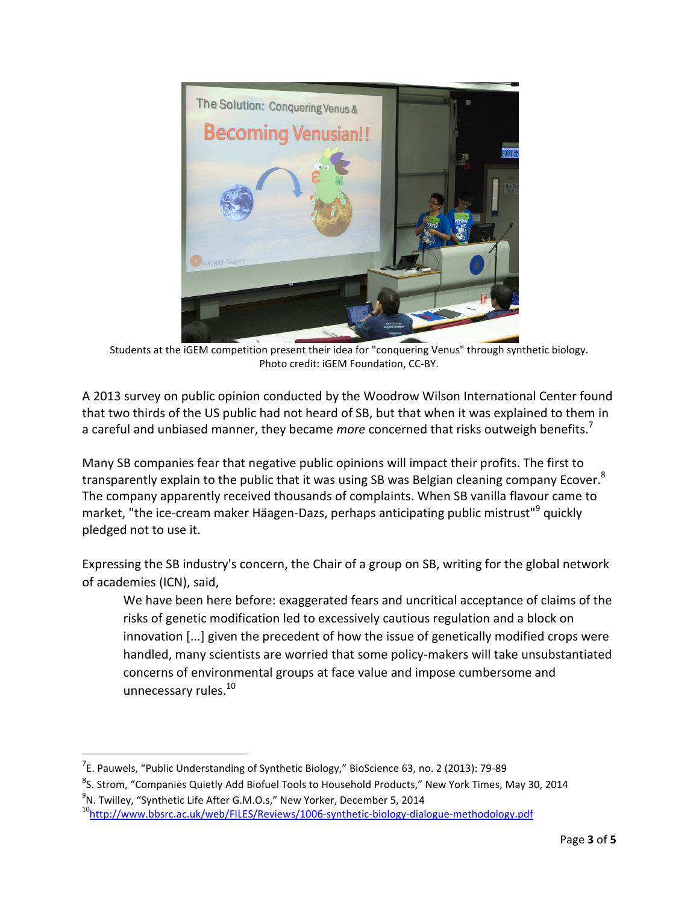Students at the iGEM competition present their idea for "conquering Venus" through synthetic biology. Photo credit: iGEM Foundation, CC-BY.

A 2013 survey on public opinion conducted by the Woodrow Wilson International Center found that two thirds of the US public had not heard of SB, but that when it was explained to them in a careful and unbiased manner, they became *more* concerned that risks outweigh benefits.[7]

Many SB companies fear that negative public opinions will impact their profits. The first to transparently explain to the public that it was using SB was Belgian cleaning company Ecover.[8] The company apparently received thousands of complaints. When SB vanilla flavour came to market, "the ice-cream maker Häagen-Dazs, perhaps anticipating public mistrust"[9] quickly pledged not to use it.

Expressing the SB industry's concern, the Chair of a group on SB, writing for the global network of academies (ICN), said,

> We have been here before: exaggerated fears and uncritical acceptance of claims of the risks of genetic modification led to excessively cautious regulation and a block on innovation [...] given the precedent of how the issue of genetically modified crops were handled, many scientists are worried that some policy-makers will take unsubstantiated concerns of environmental groups at face value and impose cumbersome and unnecessary rules.[10]

---

[7] E. Pauwels, "Public Understanding of Synthetic Biology," BioScience 63, no. 2 (2013): 79-89

[8] S. Strom, "Companies Quietly Add Biofuel Tools to Household Products," New York Times, May 30, 2014

[9] N. Twilley, "Synthetic Life After G.M.O.s," New Yorker, December 5, 2014

[10] http://www.bbsrc.ac.uk/web/FILES/Reviews/1006-synthetic-biology-dialogue-methodology.pdf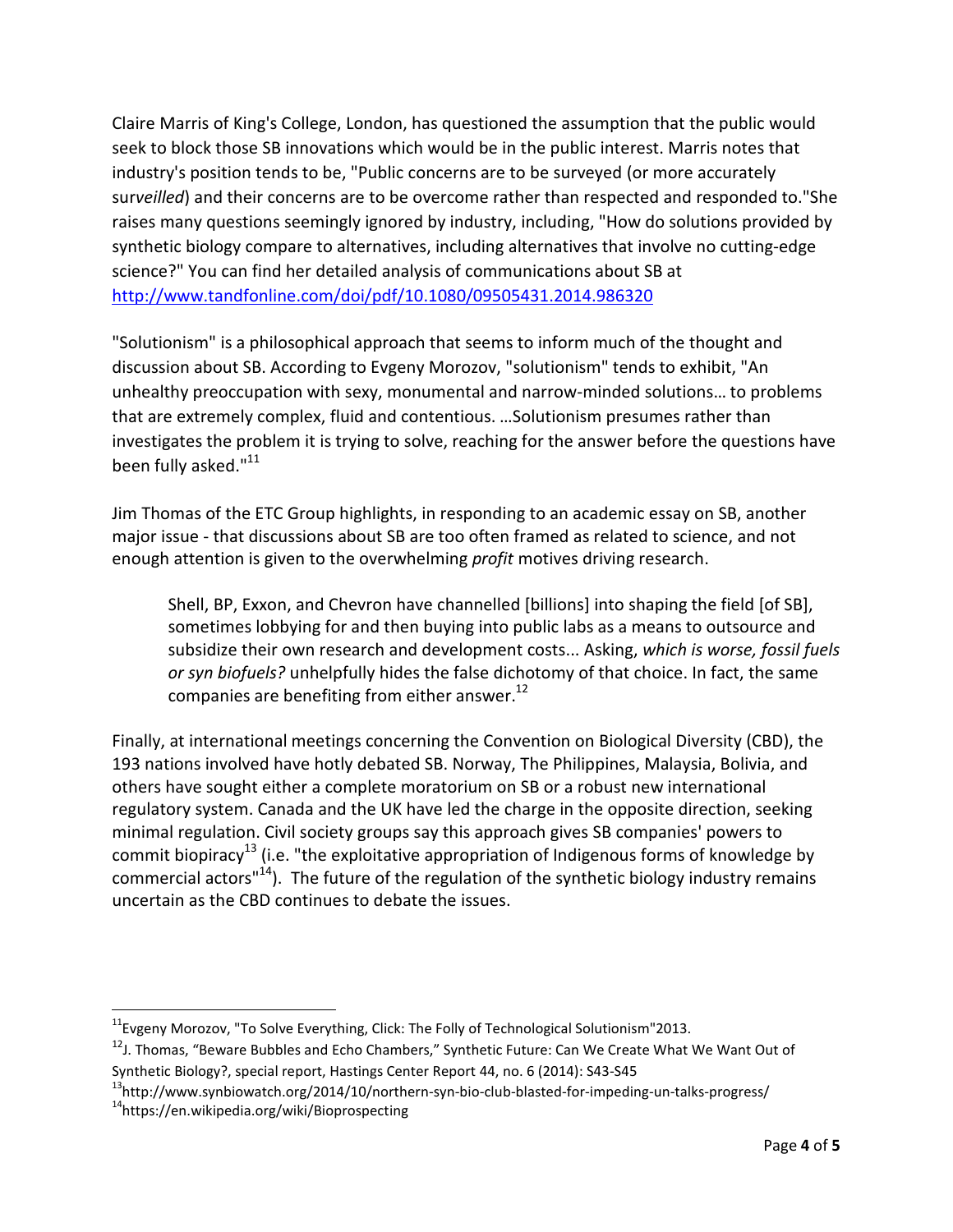Claire Marris of King's College, London, has questioned the assumption that the public would seek to block those SB innovations which would be in the public interest. Marris notes that industry's position tends to be, "Public concerns are to be surveyed (or more accurately sur*veilled*) and their concerns are to be overcome rather than respected and responded to."She raises many questions seemingly ignored by industry, including, "How do solutions provided by synthetic biology compare to alternatives, including alternatives that involve no cutting-edge science?" You can find her detailed analysis of communications about SB at [http://www.tandfonline.com/doi/pdf/10.1080/09505431.2014.986320](http://www.tandfonline.com/doi/pdf/10.1080/09505431.2014.986320)

"Solutionism" is a philosophical approach that seems to inform much of the thought and discussion about SB. According to Evgeny Morozov, "solutionism" tends to exhibit, "An unhealthy preoccupation with sexy, monumental and narrow-minded solutions… to problems that are extremely complex, fluid and contentious. …Solutionism presumes rather than investigates the problem it is trying to solve, reaching for the answer before the questions have been fully asked."[11]

Jim Thomas of the ETC Group highlights, in responding to an academic essay on SB, another major issue - that discussions about SB are too often framed as related to science, and not enough attention is given to the overwhelming *profit* motives driving research.

> Shell, BP, Exxon, and Chevron have channelled [billions] into shaping the field [of SB], sometimes lobbying for and then buying into public labs as a means to outsource and subsidize their own research and development costs... Asking, *which is worse, fossil fuels or syn biofuels?* unhelpfully hides the false dichotomy of that choice. In fact, the same companies are benefiting from either answer.[12]

Finally, at international meetings concerning the Convention on Biological Diversity (CBD), the 193 nations involved have hotly debated SB. Norway, The Philippines, Malaysia, Bolivia, and others have sought either a complete moratorium on SB or a robust new international regulatory system. Canada and the UK have led the charge in the opposite direction, seeking minimal regulation. Civil society groups say this approach gives SB companies' powers to commit biopiracy[13] (i.e. "the exploitative appropriation of Indigenous forms of knowledge by commercial actors"[14]). The future of the regulation of the synthetic biology industry remains uncertain as the CBD continues to debate the issues.

---

[11] Evgeny Morozov, "To Solve Everything, Click: The Folly of Technological Solutionism"2013.

[12] J. Thomas, "Beware Bubbles and Echo Chambers," Synthetic Future: Can We Create What We Want Out of Synthetic Biology?, special report, Hastings Center Report 44, no. 6 (2014): S43-S45

[13] http://www.synbiowatch.org/2014/10/northern-syn-bio-club-blasted-for-impeding-un-talks-progress/

[14] https://en.wikipedia.org/wiki/Bioprospecting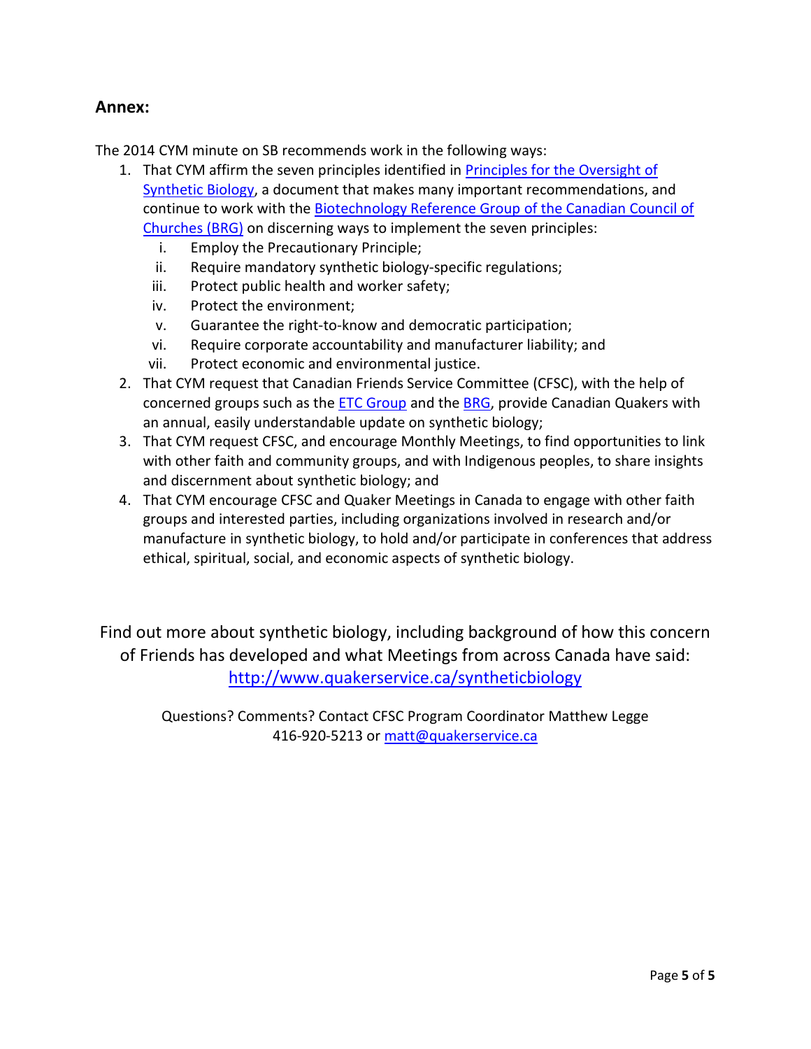## Annex:

The 2014 CYM minute on SB recommends work in the following ways:

1. That CYM affirm the seven principles identified in Principles for the Oversight of Synthetic Biology, a document that makes many important recommendations, and continue to work with the Biotechnology Reference Group of the Canadian Council of Churches (BRG) on discerning ways to implement the seven principles:
   i. Employ the Precautionary Principle;
   ii. Require mandatory synthetic biology-specific regulations;
   iii. Protect public health and worker safety;
   iv. Protect the environment;
   v. Guarantee the right-to-know and democratic participation;
   vi. Require corporate accountability and manufacturer liability; and
   vii. Protect economic and environmental justice.
2. That CYM request that Canadian Friends Service Committee (CFSC), with the help of concerned groups such as the ETC Group and the BRG, provide Canadian Quakers with an annual, easily understandable update on synthetic biology;
3. That CYM request CFSC, and encourage Monthly Meetings, to find opportunities to link with other faith and community groups, and with Indigenous peoples, to share insights and discernment about synthetic biology; and
4. That CYM encourage CFSC and Quaker Meetings in Canada to engage with other faith groups and interested parties, including organizations involved in research and/or manufacture in synthetic biology, to hold and/or participate in conferences that address ethical, spiritual, social, and economic aspects of synthetic biology.

Find out more about synthetic biology, including background of how this concern of Friends has developed and what Meetings from across Canada have said: http://www.quakerservice.ca/syntheticbiology

Questions? Comments? Contact CFSC Program Coordinator Matthew Legge
416-920-5213 or matt@quakerservice.ca